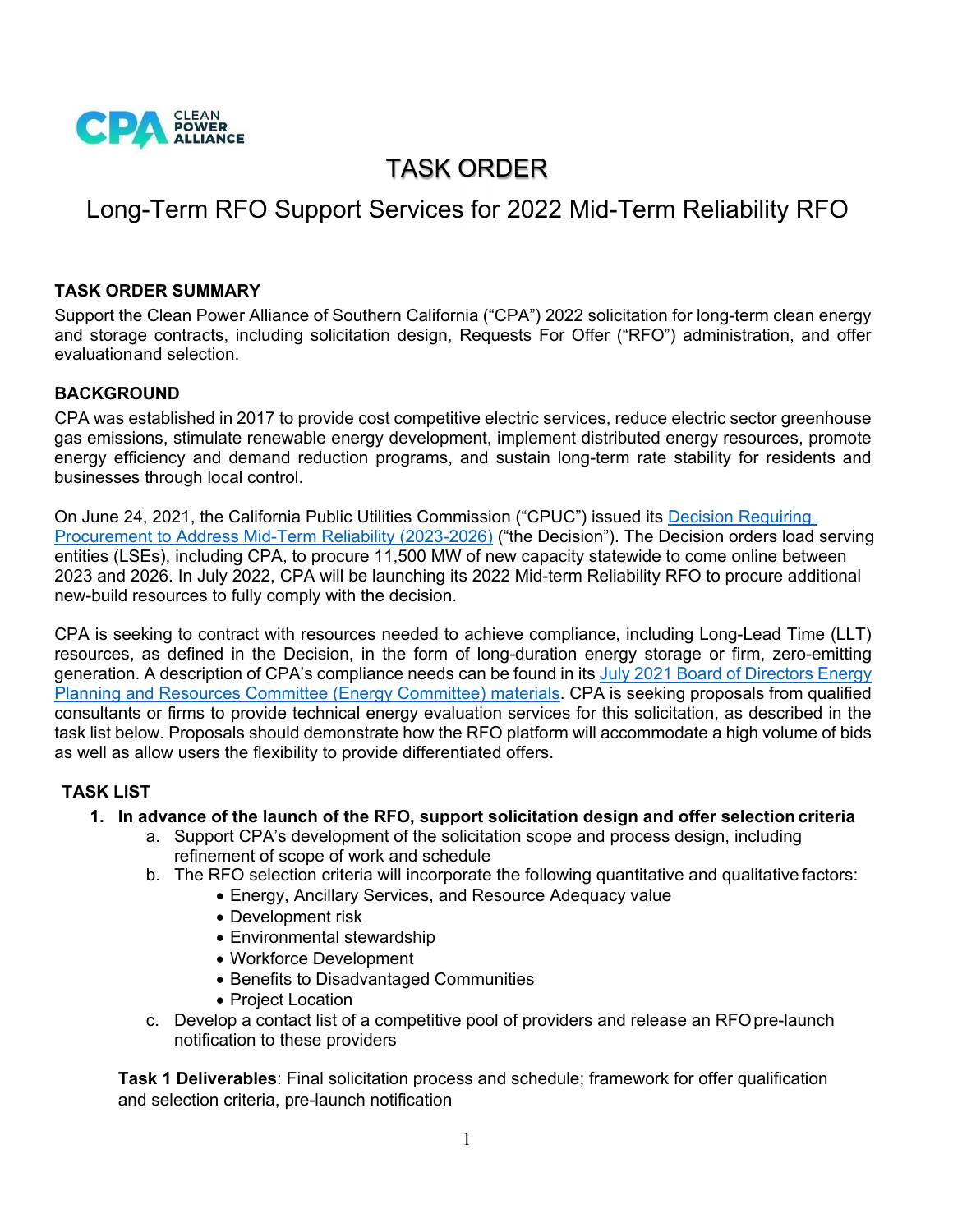# TASK ORDER

## Long-Term RFO Support Services for 2022 Mid-Term Reliability RFO

### TASK ORDER SUMMARY

Support the Clean Power Alliance of Southern California ("CPA") 2022 solicitation for long-term clean energy and storage contracts, including solicitation design, Requests For Offer ("RFO") administration, and offer evaluation and selection.

### BACKGROUND

CPA was established in 2017 to provide cost competitive electric services, reduce electric sector greenhouse gas emissions, stimulate renewable energy development, implement distributed energy resources, promote energy efficiency and demand reduction programs, and sustain long-term rate stability for residents and businesses through local control.

On June 24, 2021, the California Public Utilities Commission ("CPUC") issued its Decision Requiring Procurement to Address Mid-Term Reliability (2023-2026) ("the Decision"). The Decision orders load serving entities (LSEs), including CPA, to procure 11,500 MW of new capacity statewide to come online between 2023 and 2026. In July 2022, CPA will be launching its 2022 Mid-term Reliability RFO to procure additional new-build resources to fully comply with the decision.

CPA is seeking to contract with resources needed to achieve compliance, including Long-Lead Time (LLT) resources, as defined in the Decision, in the form of long-duration energy storage or firm, zero-emitting generation. A description of CPA's compliance needs can be found in its July 2021 Board of Directors Energy Planning and Resources Committee (Energy Committee) materials. CPA is seeking proposals from qualified consultants or firms to provide technical energy evaluation services for this solicitation, as described in the task list below. Proposals should demonstrate how the RFO platform will accommodate a high volume of bids as well as allow users the flexibility to provide differentiated offers.

### TASK LIST

1. **In advance of the launch of the RFO, support solicitation design and offer selection criteria**
   a. Support CPA's development of the solicitation scope and process design, including refinement of scope of work and schedule
   b. The RFO selection criteria will incorporate the following quantitative and qualitative factors:
      - Energy, Ancillary Services, and Resource Adequacy value
      - Development risk
      - Environmental stewardship
      - Workforce Development
      - Benefits to Disadvantaged Communities
      - Project Location

   c. Develop a contact list of a competitive pool of providers and release an RFO pre-launch notification to these providers

   **Task 1 Deliverables**: Final solicitation process and schedule; framework for offer qualification and selection criteria, pre-launch notification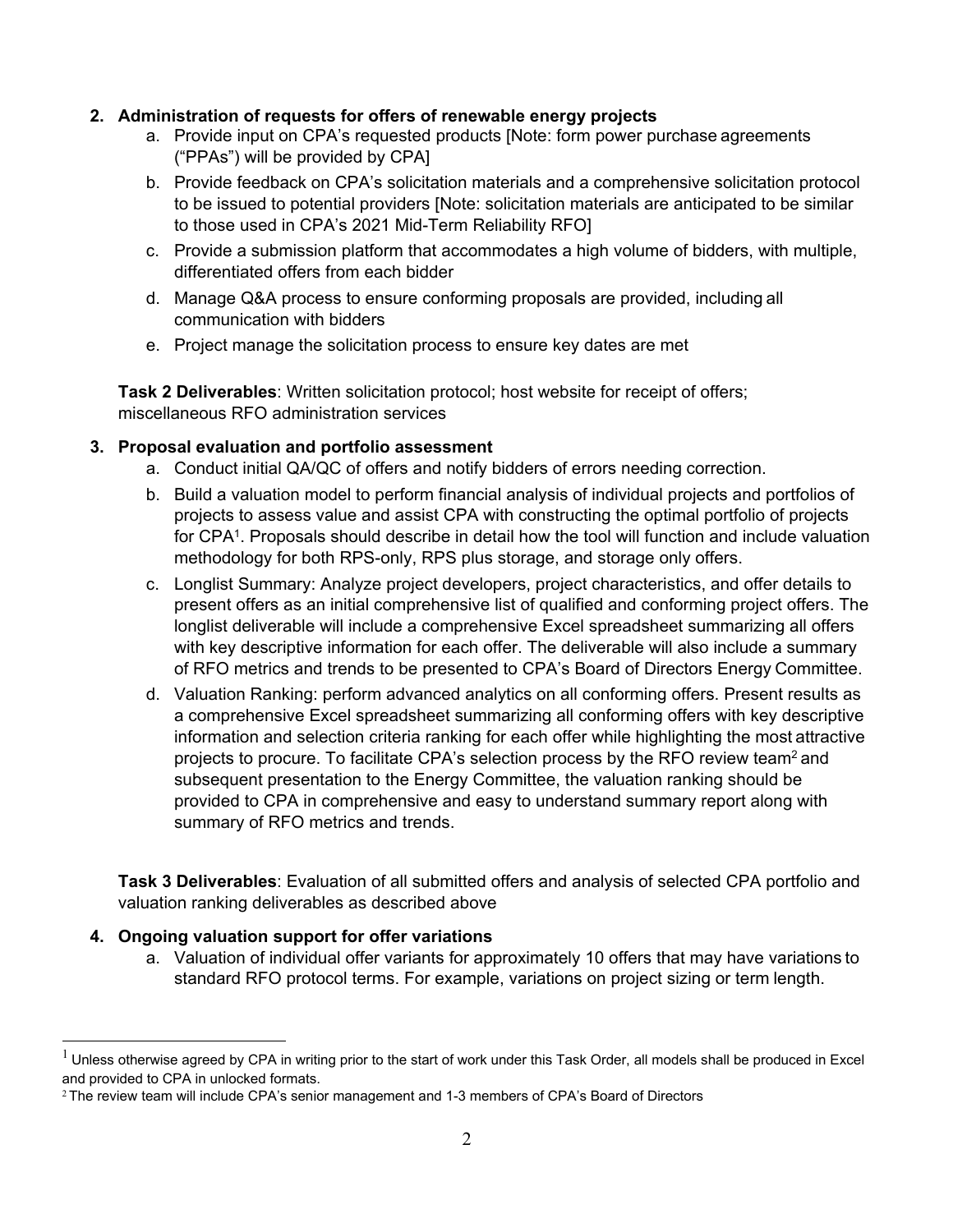2. **Administration of requests for offers of renewable energy projects**
    a. Provide input on CPA's requested products [Note: form power purchase agreements ("PPAs") will be provided by CPA]
    b. Provide feedback on CPA's solicitation materials and a comprehensive solicitation protocol to be issued to potential providers [Note: solicitation materials are anticipated to be similar to those used in CPA's 2021 Mid-Term Reliability RFO]
    c. Provide a submission platform that accommodates a high volume of bidders, with multiple, differentiated offers from each bidder
    d. Manage Q&A process to ensure conforming proposals are provided, including all communication with bidders
    e. Project manage the solicitation process to ensure key dates are met

    **Task 2 Deliverables**: Written solicitation protocol; host website for receipt of offers; miscellaneous RFO administration services

3. **Proposal evaluation and portfolio assessment**
    a. Conduct initial QA/QC of offers and notify bidders of errors needing correction.
    b. Build a valuation model to perform financial analysis of individual projects and portfolios of projects to assess value and assist CPA with constructing the optimal portfolio of projects for CPA[1]. Proposals should describe in detail how the tool will function and include valuation methodology for both RPS-only, RPS plus storage, and storage only offers.
    c. Longlist Summary: Analyze project developers, project characteristics, and offer details to present offers as an initial comprehensive list of qualified and conforming project offers. The longlist deliverable will include a comprehensive Excel spreadsheet summarizing all offers with key descriptive information for each offer. The deliverable will also include a summary of RFO metrics and trends to be presented to CPA's Board of Directors Energy Committee.
    d. Valuation Ranking: perform advanced analytics on all conforming offers. Present results as a comprehensive Excel spreadsheet summarizing all conforming offers with key descriptive information and selection criteria ranking for each offer while highlighting the most attractive projects to procure. To facilitate CPA's selection process by the RFO review team[2] and subsequent presentation to the Energy Committee, the valuation ranking should be provided to CPA in comprehensive and easy to understand summary report along with summary of RFO metrics and trends.

    **Task 3 Deliverables**: Evaluation of all submitted offers and analysis of selected CPA portfolio and valuation ranking deliverables as described above

4. **Ongoing valuation support for offer variations**
    a. Valuation of individual offer variants for approximately 10 offers that may have variations to standard RFO protocol terms. For example, variations on project sizing or term length.

---

[1] Unless otherwise agreed by CPA in writing prior to the start of work under this Task Order, all models shall be produced in Excel and provided to CPA in unlocked formats.

[2] The review team will include CPA's senior management and 1-3 members of CPA's Board of Directors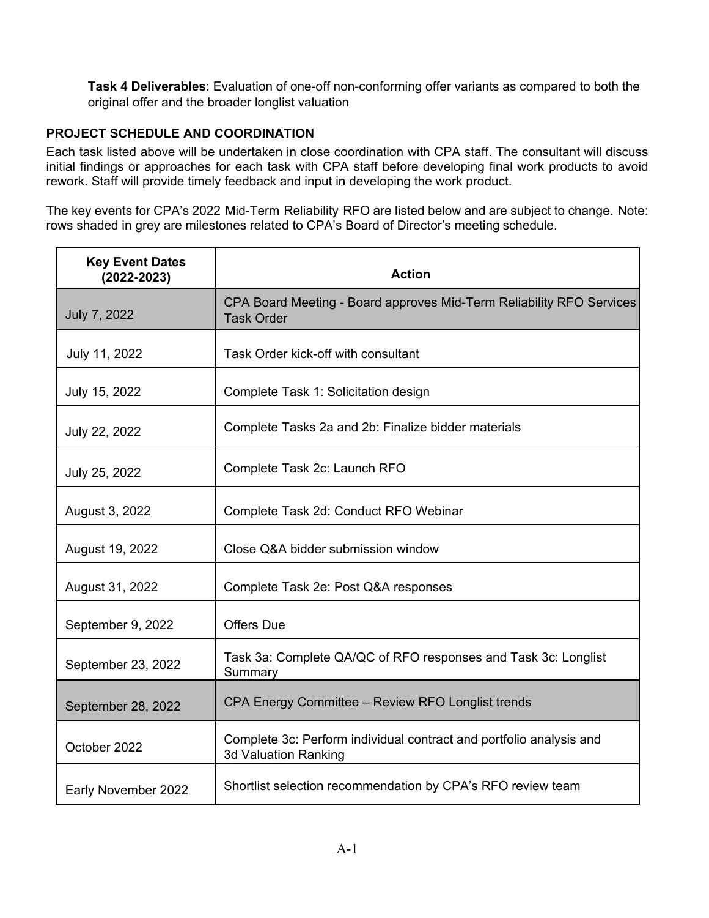**Task 4 Deliverables**: Evaluation of one-off non-conforming offer variants as compared to both the original offer and the broader longlist valuation

## PROJECT SCHEDULE AND COORDINATION

Each task listed above will be undertaken in close coordination with CPA staff. The consultant will discuss initial findings or approaches for each task with CPA staff before developing final work products to avoid rework. Staff will provide timely feedback and input in developing the work product.

The key events for CPA's 2022 Mid-Term Reliability RFO are listed below and are subject to change. Note: rows shaded in grey are milestones related to CPA's Board of Director's meeting schedule.

| Key Event Dates (2022-2023) | Action |
|---|---|
| July 7, 2022 | CPA Board Meeting - Board approves Mid-Term Reliability RFO Services Task Order |
| July 11, 2022 | Task Order kick-off with consultant |
| July 15, 2022 | Complete Task 1: Solicitation design |
| July 22, 2022 | Complete Tasks 2a and 2b: Finalize bidder materials |
| July 25, 2022 | Complete Task 2c: Launch RFO |
| August 3, 2022 | Complete Task 2d: Conduct RFO Webinar |
| August 19, 2022 | Close Q&A bidder submission window |
| August 31, 2022 | Complete Task 2e: Post Q&A responses |
| September 9, 2022 | Offers Due |
| September 23, 2022 | Task 3a: Complete QA/QC of RFO responses and Task 3c: Longlist Summary |
| September 28, 2022 | CPA Energy Committee – Review RFO Longlist trends |
| October 2022 | Complete 3c: Perform individual contract and portfolio analysis and 3d Valuation Ranking |
| Early November 2022 | Shortlist selection recommendation by CPA's RFO review team |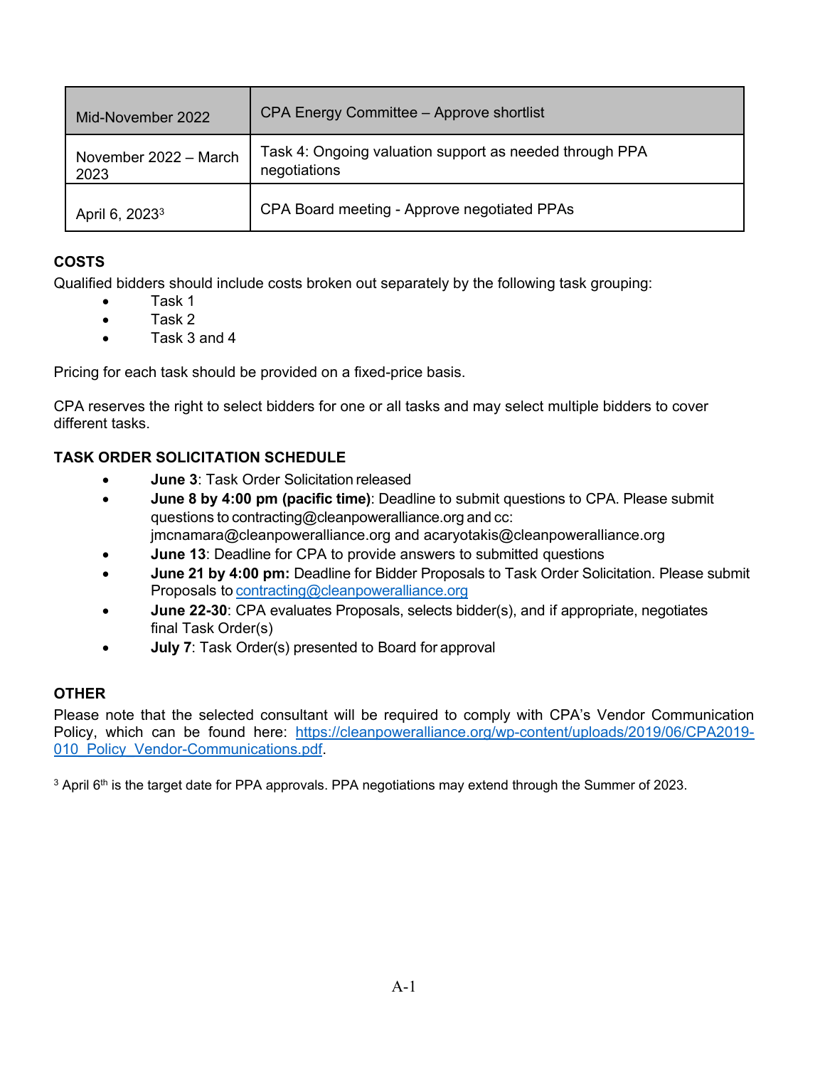| Mid-November 2022 | CPA Energy Committee – Approve shortlist |
|---|---|
| November 2022 – March 2023 | Task 4: Ongoing valuation support as needed through PPA negotiations |
| April 6, 2023[3] | CPA Board meeting - Approve negotiated PPAs |

**COSTS**

Qualified bidders should include costs broken out separately by the following task grouping:

- Task 1
- Task 2
- Task 3 and 4

Pricing for each task should be provided on a fixed-price basis.

CPA reserves the right to select bidders for one or all tasks and may select multiple bidders to cover different tasks.

**TASK ORDER SOLICITATION SCHEDULE**

- **June 3**: Task Order Solicitation released
- **June 8 by 4:00 pm (pacific time)**: Deadline to submit questions to CPA. Please submit questions to contracting@cleanpoweralliance.org and cc: jmcnamara@cleanpoweralliance.org and acaryotakis@cleanpoweralliance.org
- **June 13**: Deadline for CPA to provide answers to submitted questions
- **June 21 by 4:00 pm:** Deadline for Bidder Proposals to Task Order Solicitation. Please submit Proposals to [contracting@cleanpoweralliance.org](mailto:contracting@cleanpoweralliance.org)
- **June 22-30**: CPA evaluates Proposals, selects bidder(s), and if appropriate, negotiates final Task Order(s)
- **July 7**: Task Order(s) presented to Board for approval

**OTHER**

Please note that the selected consultant will be required to comply with CPA's Vendor Communication Policy, which can be found here: [https://cleanpoweralliance.org/wp-content/uploads/2019/06/CPA2019-010_Policy_Vendor-Communications.pdf](https://cleanpoweralliance.org/wp-content/uploads/2019/06/CPA2019-010_Policy_Vendor-Communications.pdf).

[3] April 6th is the target date for PPA approvals. PPA negotiations may extend through the Summer of 2023.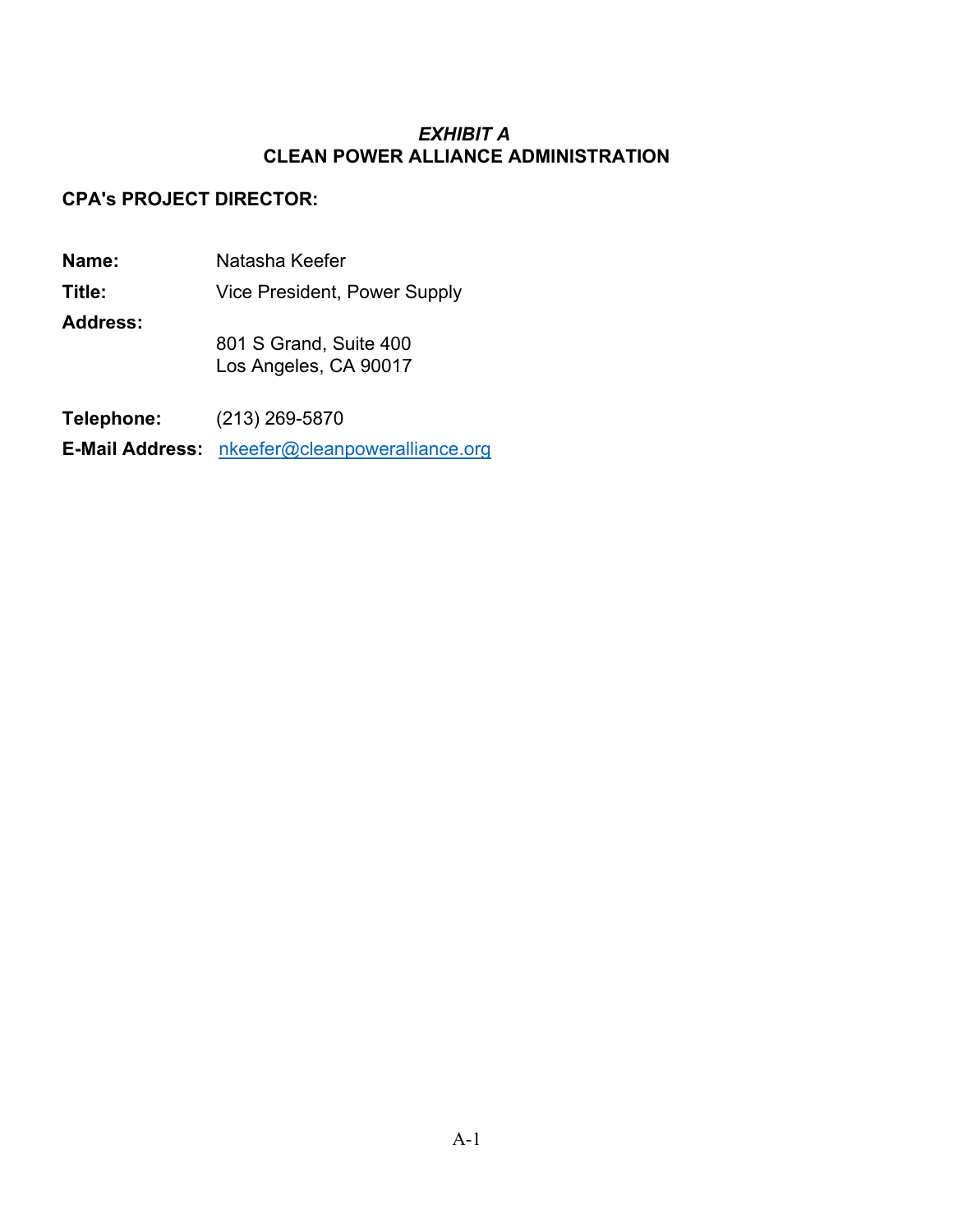# *EXHIBIT A*
# CLEAN POWER ALLIANCE ADMINISTRATION

**CPA's PROJECT DIRECTOR:**

**Name:** Natasha Keefer

**Title:** Vice President, Power Supply

**Address:**
801 S Grand, Suite 400
Los Angeles, CA 90017

**Telephone:** (213) 269-5870

**E-Mail Address:** nkeefer@cleanpoweralliance.org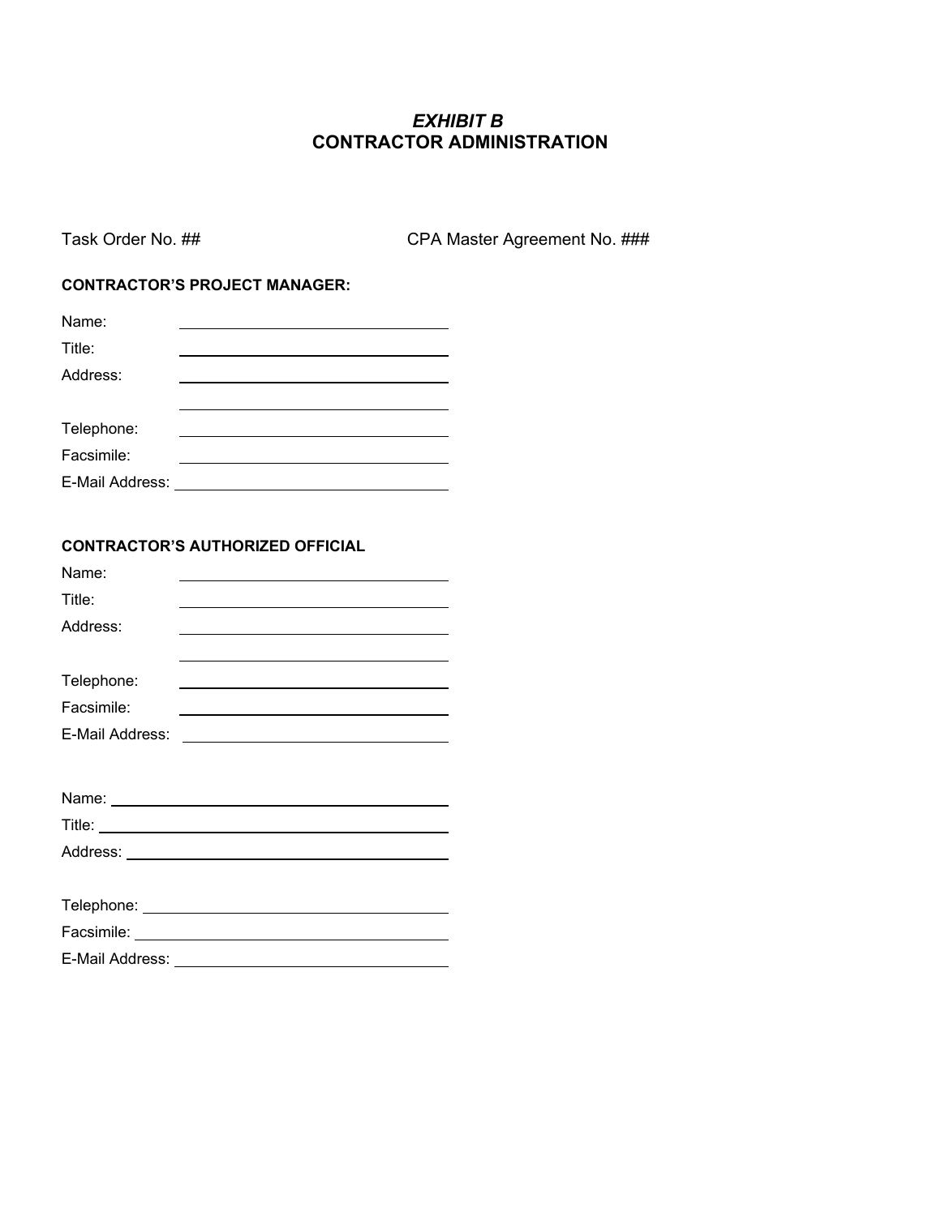# *EXHIBIT B*
# CONTRACTOR ADMINISTRATION

Task Order No. ## CPA Master Agreement No. ###

**CONTRACTOR'S PROJECT MANAGER:**

Name: \_\_\_\_\_\_\_\_\_\_\_\_\_\_\_\_\_\_\_\_\_\_\_\_\_\_\_\_\_\_

Title: \_\_\_\_\_\_\_\_\_\_\_\_\_\_\_\_\_\_\_\_\_\_\_\_\_\_\_\_\_\_

Address: \_\_\_\_\_\_\_\_\_\_\_\_\_\_\_\_\_\_\_\_\_\_\_\_\_\_\_\_\_\_

\_\_\_\_\_\_\_\_\_\_\_\_\_\_\_\_\_\_\_\_\_\_\_\_\_\_\_\_\_\_

Telephone: \_\_\_\_\_\_\_\_\_\_\_\_\_\_\_\_\_\_\_\_\_\_\_\_\_\_\_\_\_\_

Facsimile: \_\_\_\_\_\_\_\_\_\_\_\_\_\_\_\_\_\_\_\_\_\_\_\_\_\_\_\_\_\_

E-Mail Address: \_\_\_\_\_\_\_\_\_\_\_\_\_\_\_\_\_\_\_\_\_\_\_\_\_\_\_\_\_\_

**CONTRACTOR'S AUTHORIZED OFFICIAL**

Name: \_\_\_\_\_\_\_\_\_\_\_\_\_\_\_\_\_\_\_\_\_\_\_\_\_\_\_\_\_\_

Title: \_\_\_\_\_\_\_\_\_\_\_\_\_\_\_\_\_\_\_\_\_\_\_\_\_\_\_\_\_\_

Address: \_\_\_\_\_\_\_\_\_\_\_\_\_\_\_\_\_\_\_\_\_\_\_\_\_\_\_\_\_\_

\_\_\_\_\_\_\_\_\_\_\_\_\_\_\_\_\_\_\_\_\_\_\_\_\_\_\_\_\_\_

Telephone: \_\_\_\_\_\_\_\_\_\_\_\_\_\_\_\_\_\_\_\_\_\_\_\_\_\_\_\_\_\_

Facsimile: \_\_\_\_\_\_\_\_\_\_\_\_\_\_\_\_\_\_\_\_\_\_\_\_\_\_\_\_\_\_

E-Mail Address: \_\_\_\_\_\_\_\_\_\_\_\_\_\_\_\_\_\_\_\_\_\_\_\_\_\_\_\_\_\_

Name: \_\_\_\_\_\_\_\_\_\_\_\_\_\_\_\_\_\_\_\_\_\_\_\_\_\_\_\_\_\_

Title: \_\_\_\_\_\_\_\_\_\_\_\_\_\_\_\_\_\_\_\_\_\_\_\_\_\_\_\_\_\_

Address: \_\_\_\_\_\_\_\_\_\_\_\_\_\_\_\_\_\_\_\_\_\_\_\_\_\_\_\_\_\_

Telephone: \_\_\_\_\_\_\_\_\_\_\_\_\_\_\_\_\_\_\_\_\_\_\_\_\_\_\_\_\_\_

Facsimile: \_\_\_\_\_\_\_\_\_\_\_\_\_\_\_\_\_\_\_\_\_\_\_\_\_\_\_\_\_\_

E-Mail Address: \_\_\_\_\_\_\_\_\_\_\_\_\_\_\_\_\_\_\_\_\_\_\_\_\_\_\_\_\_\_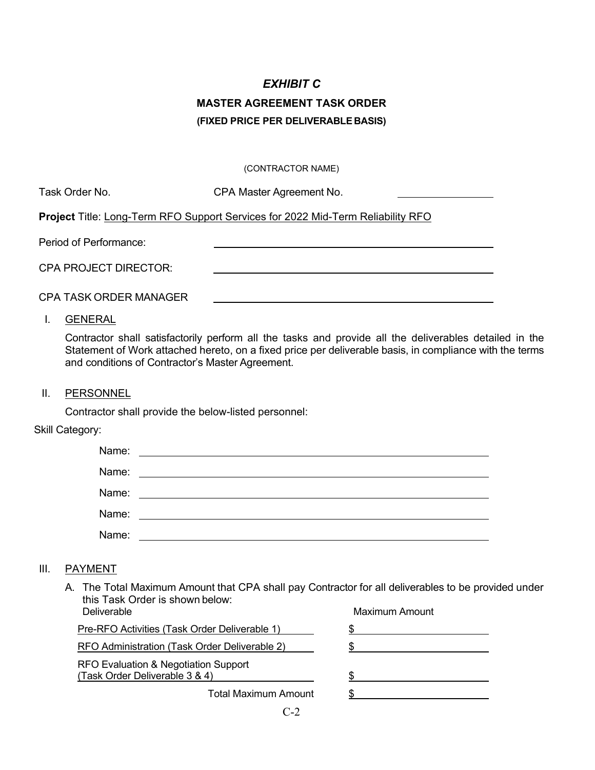# *EXHIBIT C*

## MASTER AGREEMENT TASK ORDER

### (FIXED PRICE PER DELIVERABLE BASIS)

(CONTRACTOR NAME)

Task Order No. CPA Master Agreement No. \_\_\_\_\_\_\_\_\_\_

**Project** Title: Long-Term RFO Support Services for 2022 Mid-Term Reliability RFO

Period of Performance: \_\_\_\_\_\_\_\_\_\_\_\_\_\_\_\_\_\_\_\_

CPA PROJECT DIRECTOR: \_\_\_\_\_\_\_\_\_\_\_\_\_\_\_\_\_\_\_\_

CPA TASK ORDER MANAGER \_\_\_\_\_\_\_\_\_\_\_\_\_\_\_\_\_\_\_\_

I. GENERAL

Contractor shall satisfactorily perform all the tasks and provide all the deliverables detailed in the Statement of Work attached hereto, on a fixed price per deliverable basis, in compliance with the terms and conditions of Contractor's Master Agreement.

II. PERSONNEL

Contractor shall provide the below-listed personnel:

Skill Category:

Name: \_\_\_\_\_\_\_\_\_\_\_\_\_\_\_\_\_\_\_\_

Name: \_\_\_\_\_\_\_\_\_\_\_\_\_\_\_\_\_\_\_\_

Name: \_\_\_\_\_\_\_\_\_\_\_\_\_\_\_\_\_\_\_\_

Name: \_\_\_\_\_\_\_\_\_\_\_\_\_\_\_\_\_\_\_\_

Name: \_\_\_\_\_\_\_\_\_\_\_\_\_\_\_\_\_\_\_\_

III. PAYMENT

A. The Total Maximum Amount that CPA shall pay Contractor for all deliverables to be provided under this Task Order is shown below:

| Deliverable | Maximum Amount |
|---|---|
| Pre-RFO Activities (Task Order Deliverable 1) | $ |
| RFO Administration (Task Order Deliverable 2) | $ |
| RFO Evaluation & Negotiation Support (Task Order Deliverable 3 & 4) | $ |
| Total Maximum Amount | $ |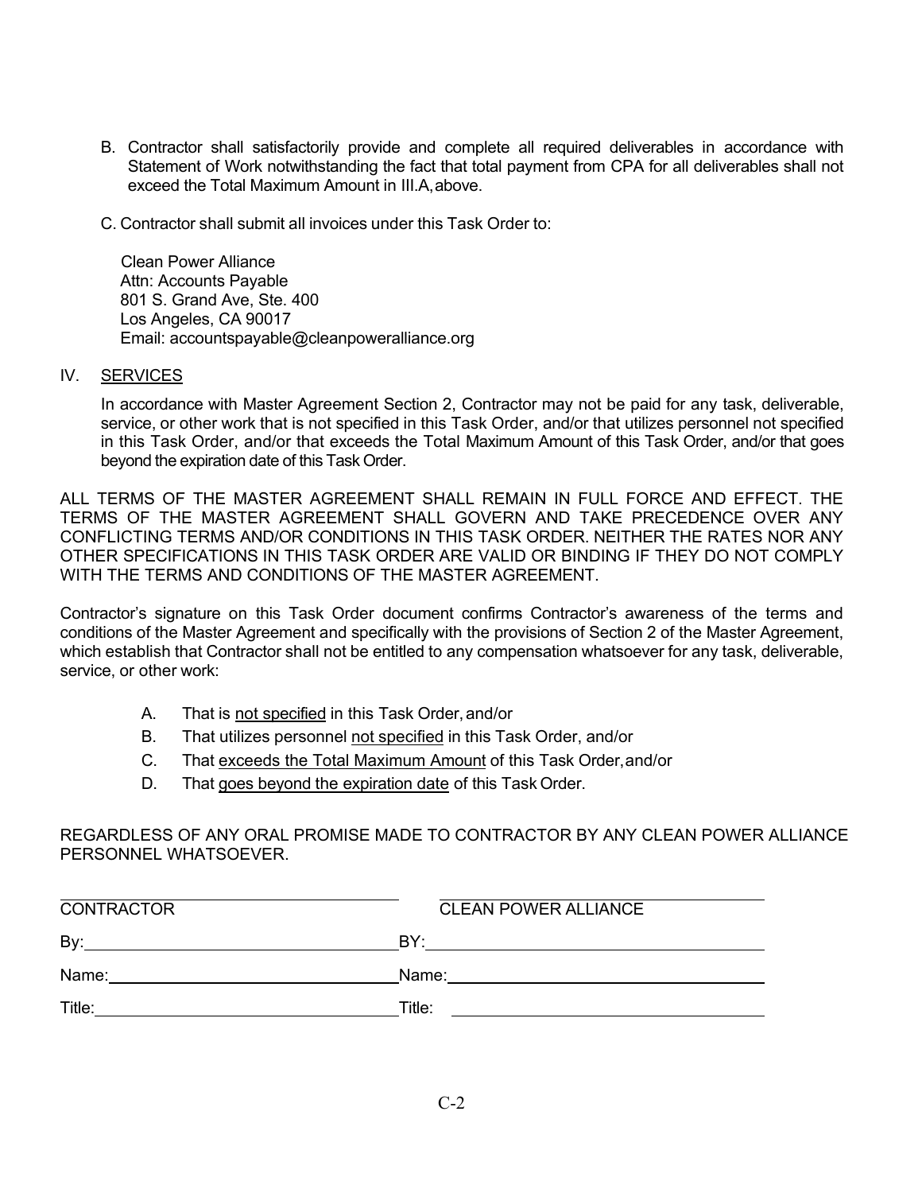B. Contractor shall satisfactorily provide and complete all required deliverables in accordance with Statement of Work notwithstanding the fact that total payment from CPA for all deliverables shall not exceed the Total Maximum Amount in III.A, above.

C. Contractor shall submit all invoices under this Task Order to:

Clean Power Alliance  
Attn: Accounts Payable  
801 S. Grand Ave, Ste. 400  
Los Angeles, CA 90017  
Email: accountspayable@cleanpoweralliance.org

IV. <u>SERVICES</u>

In accordance with Master Agreement Section 2, Contractor may not be paid for any task, deliverable, service, or other work that is not specified in this Task Order, and/or that utilizes personnel not specified in this Task Order, and/or that exceeds the Total Maximum Amount of this Task Order, and/or that goes beyond the expiration date of this Task Order.

ALL TERMS OF THE MASTER AGREEMENT SHALL REMAIN IN FULL FORCE AND EFFECT. THE TERMS OF THE MASTER AGREEMENT SHALL GOVERN AND TAKE PRECEDENCE OVER ANY CONFLICTING TERMS AND/OR CONDITIONS IN THIS TASK ORDER. NEITHER THE RATES NOR ANY OTHER SPECIFICATIONS IN THIS TASK ORDER ARE VALID OR BINDING IF THEY DO NOT COMPLY WITH THE TERMS AND CONDITIONS OF THE MASTER AGREEMENT.

Contractor's signature on this Task Order document confirms Contractor's awareness of the terms and conditions of the Master Agreement and specifically with the provisions of Section 2 of the Master Agreement, which establish that Contractor shall not be entitled to any compensation whatsoever for any task, deliverable, service, or other work:

A. That is <u>not specified</u> in this Task Order, and/or  
B. That utilizes personnel <u>not specified</u> in this Task Order, and/or  
C. That <u>exceeds the Total Maximum Amount</u> of this Task Order, and/or  
D. That <u>goes beyond the expiration date</u> of this Task Order.

REGARDLESS OF ANY ORAL PROMISE MADE TO CONTRACTOR BY ANY CLEAN POWER ALLIANCE PERSONNEL WHATSOEVER.

| CONTRACTOR | CLEAN POWER ALLIANCE |
| --- | --- |
| By: | BY: |
| Name: | Name: |
| Title: | Title: |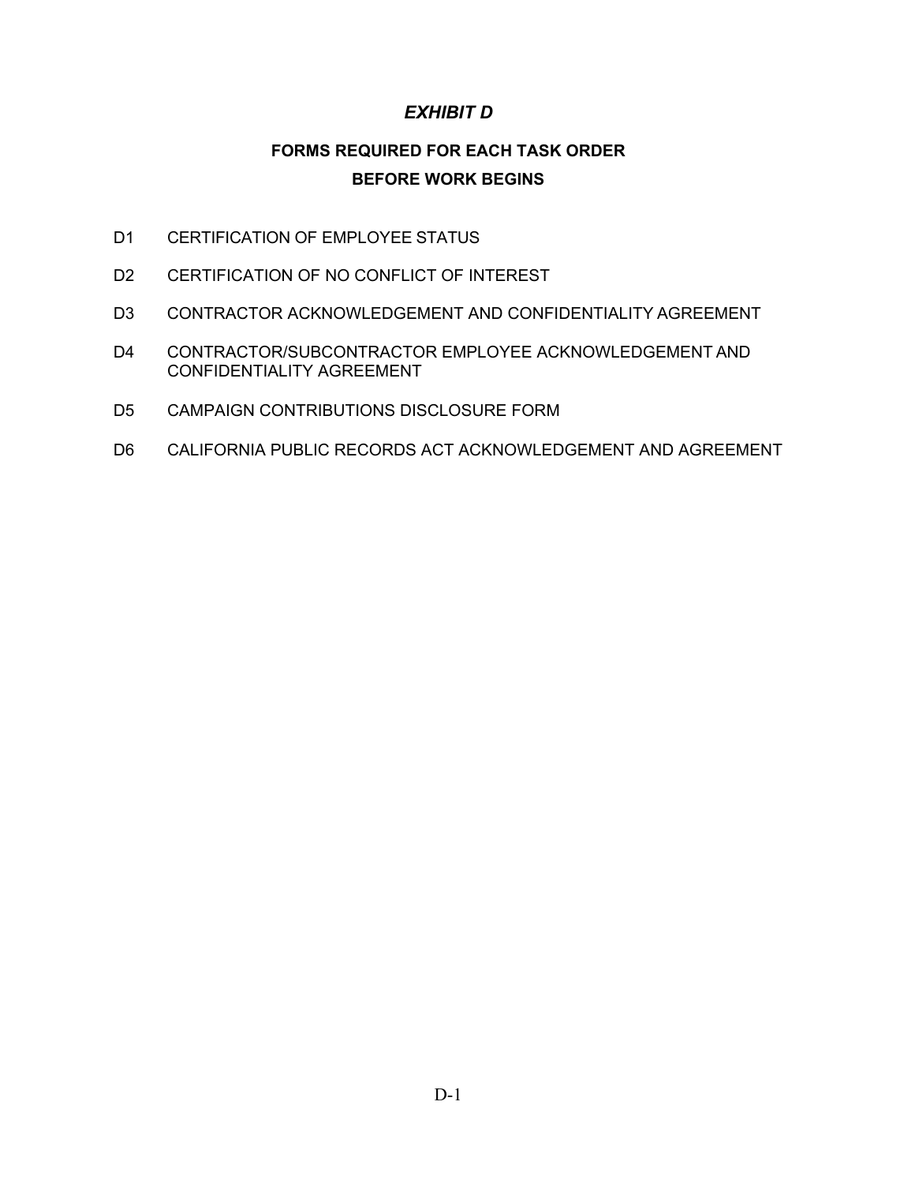# *EXHIBIT D*

## FORMS REQUIRED FOR EACH TASK ORDER BEFORE WORK BEGINS

- D1 CERTIFICATION OF EMPLOYEE STATUS
- D2 CERTIFICATION OF NO CONFLICT OF INTEREST
- D3 CONTRACTOR ACKNOWLEDGEMENT AND CONFIDENTIALITY AGREEMENT
- D4 CONTRACTOR/SUBCONTRACTOR EMPLOYEE ACKNOWLEDGEMENT AND CONFIDENTIALITY AGREEMENT
- D5 CAMPAIGN CONTRIBUTIONS DISCLOSURE FORM
- D6 CALIFORNIA PUBLIC RECORDS ACT ACKNOWLEDGEMENT AND AGREEMENT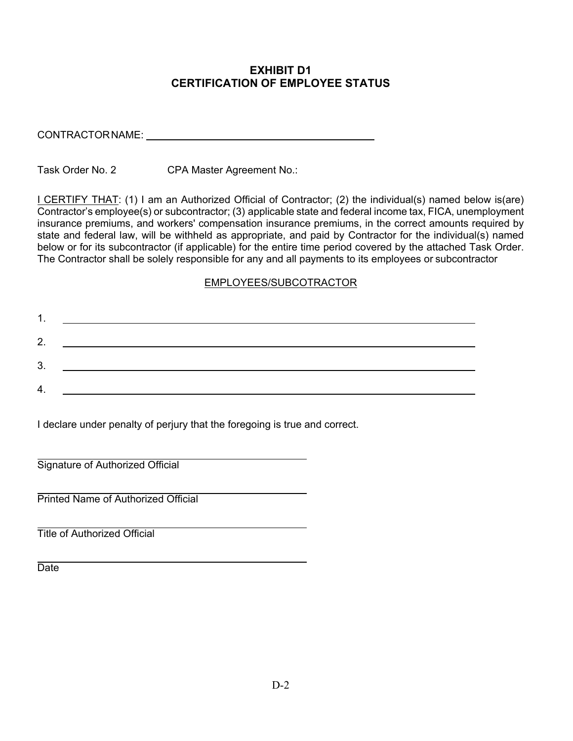# EXHIBIT D1
# CERTIFICATION OF EMPLOYEE STATUS

CONTRACTOR NAME: ________________________________________

Task Order No. 2 CPA Master Agreement No.:

I CERTIFY THAT: (1) I am an Authorized Official of Contractor; (2) the individual(s) named below is(are) Contractor's employee(s) or subcontractor; (3) applicable state and federal income tax, FICA, unemployment insurance premiums, and workers' compensation insurance premiums, in the correct amounts required by state and federal law, will be withheld as appropriate, and paid by Contractor for the individual(s) named below or for its subcontractor (if applicable) for the entire time period covered by the attached Task Order. The Contractor shall be solely responsible for any and all payments to its employees or subcontractor

EMPLOYEES/SUBCOTRACTOR

1. ________________________________________

2. ________________________________________

3. ________________________________________

4. ________________________________________

I declare under penalty of perjury that the foregoing is true and correct.

________________________________________
Signature of Authorized Official

________________________________________
Printed Name of Authorized Official

________________________________________
Title of Authorized Official

________________________________________
Date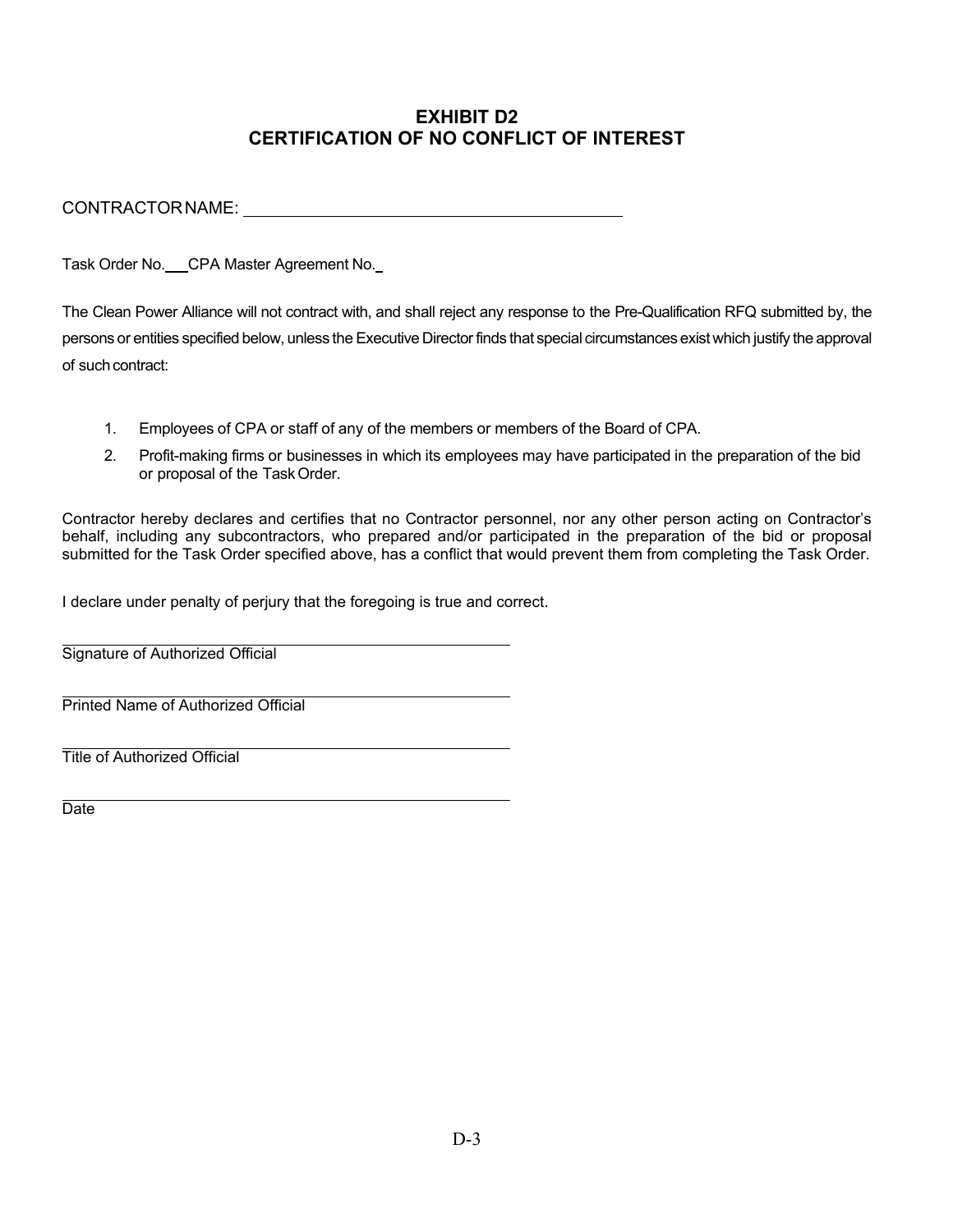# EXHIBIT D2
# CERTIFICATION OF NO CONFLICT OF INTEREST

CONTRACTOR NAME: ________________________________________

Task Order No.___ CPA Master Agreement No._

The Clean Power Alliance will not contract with, and shall reject any response to the Pre-Qualification RFQ submitted by, the persons or entities specified below, unless the Executive Director finds that special circumstances exist which justify the approval of such contract:

1. Employees of CPA or staff of any of the members or members of the Board of CPA.
2. Profit-making firms or businesses in which its employees may have participated in the preparation of the bid or proposal of the Task Order.

Contractor hereby declares and certifies that no Contractor personnel, nor any other person acting on Contractor's behalf, including any subcontractors, who prepared and/or participated in the preparation of the bid or proposal submitted for the Task Order specified above, has a conflict that would prevent them from completing the Task Order.

I declare under penalty of perjury that the foregoing is true and correct.

________________________________________
Signature of Authorized Official

________________________________________
Printed Name of Authorized Official

________________________________________
Title of Authorized Official

________________________________________
Date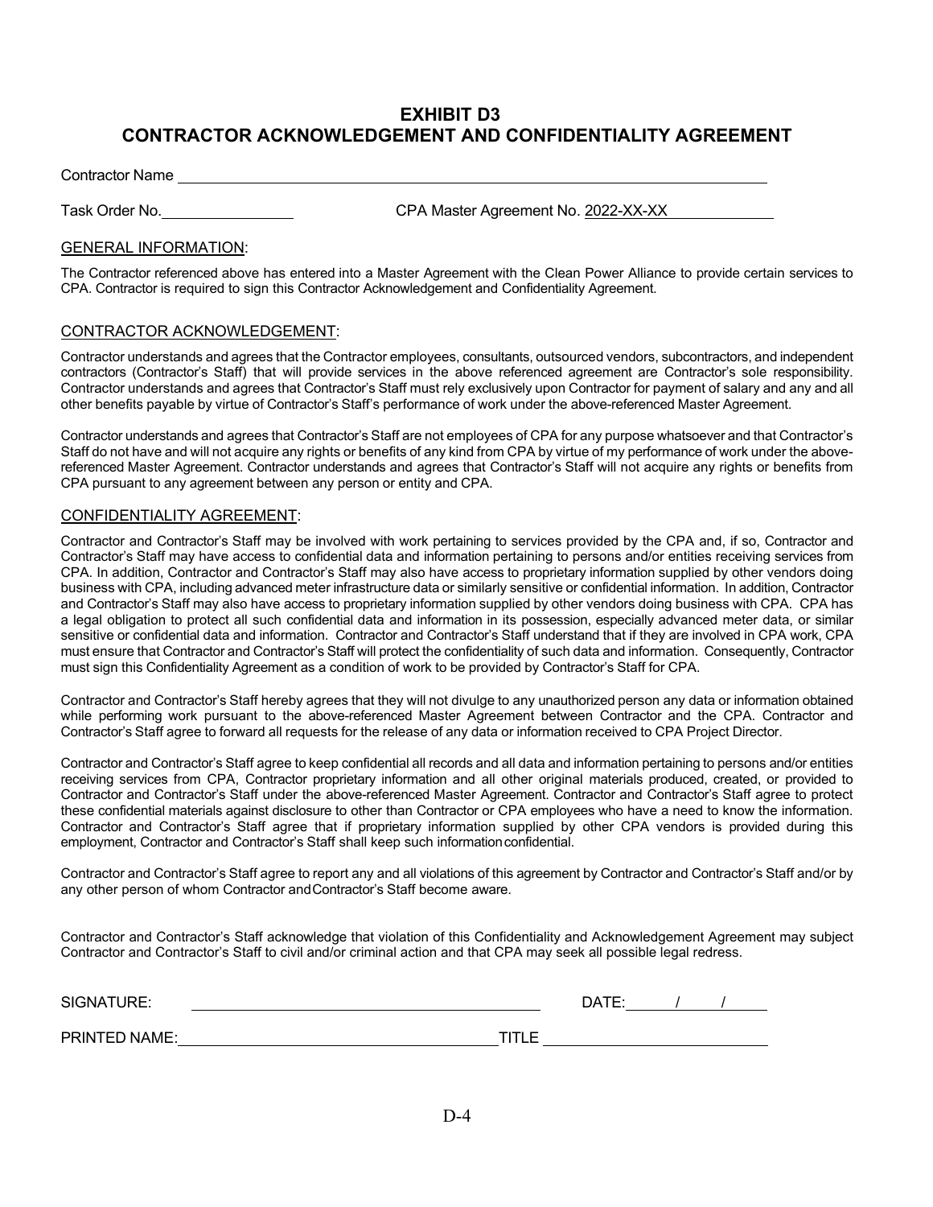# EXHIBIT D3
# CONTRACTOR ACKNOWLEDGEMENT AND CONFIDENTIALITY AGREEMENT

Contractor Name ______________________________________________

Task Order No.________________ CPA Master Agreement No. 2022-XX-XX

GENERAL INFORMATION:

The Contractor referenced above has entered into a Master Agreement with the Clean Power Alliance to provide certain services to CPA. Contractor is required to sign this Contractor Acknowledgement and Confidentiality Agreement.

CONTRACTOR ACKNOWLEDGEMENT:

Contractor understands and agrees that the Contractor employees, consultants, outsourced vendors, subcontractors, and independent contractors (Contractor's Staff) that will provide services in the above referenced agreement are Contractor's sole responsibility. Contractor understands and agrees that Contractor's Staff must rely exclusively upon Contractor for payment of salary and any and all other benefits payable by virtue of Contractor's Staff's performance of work under the above-referenced Master Agreement.

Contractor understands and agrees that Contractor's Staff are not employees of CPA for any purpose whatsoever and that Contractor's Staff do not have and will not acquire any rights or benefits of any kind from CPA by virtue of my performance of work under the above-referenced Master Agreement. Contractor understands and agrees that Contractor's Staff will not acquire any rights or benefits from CPA pursuant to any agreement between any person or entity and CPA.

CONFIDENTIALITY AGREEMENT:

Contractor and Contractor's Staff may be involved with work pertaining to services provided by the CPA and, if so, Contractor and Contractor's Staff may have access to confidential data and information pertaining to persons and/or entities receiving services from CPA. In addition, Contractor and Contractor's Staff may also have access to proprietary information supplied by other vendors doing business with CPA, including advanced meter infrastructure data or similarly sensitive or confidential information. In addition, Contractor and Contractor's Staff may also have access to proprietary information supplied by other vendors doing business with CPA. CPA has a legal obligation to protect all such confidential data and information in its possession, especially advanced meter data, or similar sensitive or confidential data and information. Contractor and Contractor's Staff understand that if they are involved in CPA work, CPA must ensure that Contractor and Contractor's Staff will protect the confidentiality of such data and information. Consequently, Contractor must sign this Confidentiality Agreement as a condition of work to be provided by Contractor's Staff for CPA.

Contractor and Contractor's Staff hereby agrees that they will not divulge to any unauthorized person any data or information obtained while performing work pursuant to the above-referenced Master Agreement between Contractor and the CPA. Contractor and Contractor's Staff agree to forward all requests for the release of any data or information received to CPA Project Director.

Contractor and Contractor's Staff agree to keep confidential all records and all data and information pertaining to persons and/or entities receiving services from CPA, Contractor proprietary information and all other original materials produced, created, or provided to Contractor and Contractor's Staff under the above-referenced Master Agreement. Contractor and Contractor's Staff agree to protect these confidential materials against disclosure to other than Contractor or CPA employees who have a need to know the information. Contractor and Contractor's Staff agree that if proprietary information supplied by other CPA vendors is provided during this employment, Contractor and Contractor's Staff shall keep such information confidential.

Contractor and Contractor's Staff agree to report any and all violations of this agreement by Contractor and Contractor's Staff and/or by any other person of whom Contractor and Contractor's Staff become aware.

Contractor and Contractor's Staff acknowledge that violation of this Confidentiality and Acknowledgement Agreement may subject Contractor and Contractor's Staff to civil and/or criminal action and that CPA may seek all possible legal redress.

SIGNATURE: ______________________________ DATE: ____/____/____

PRINTED NAME: ______________________________ TITLE ______________________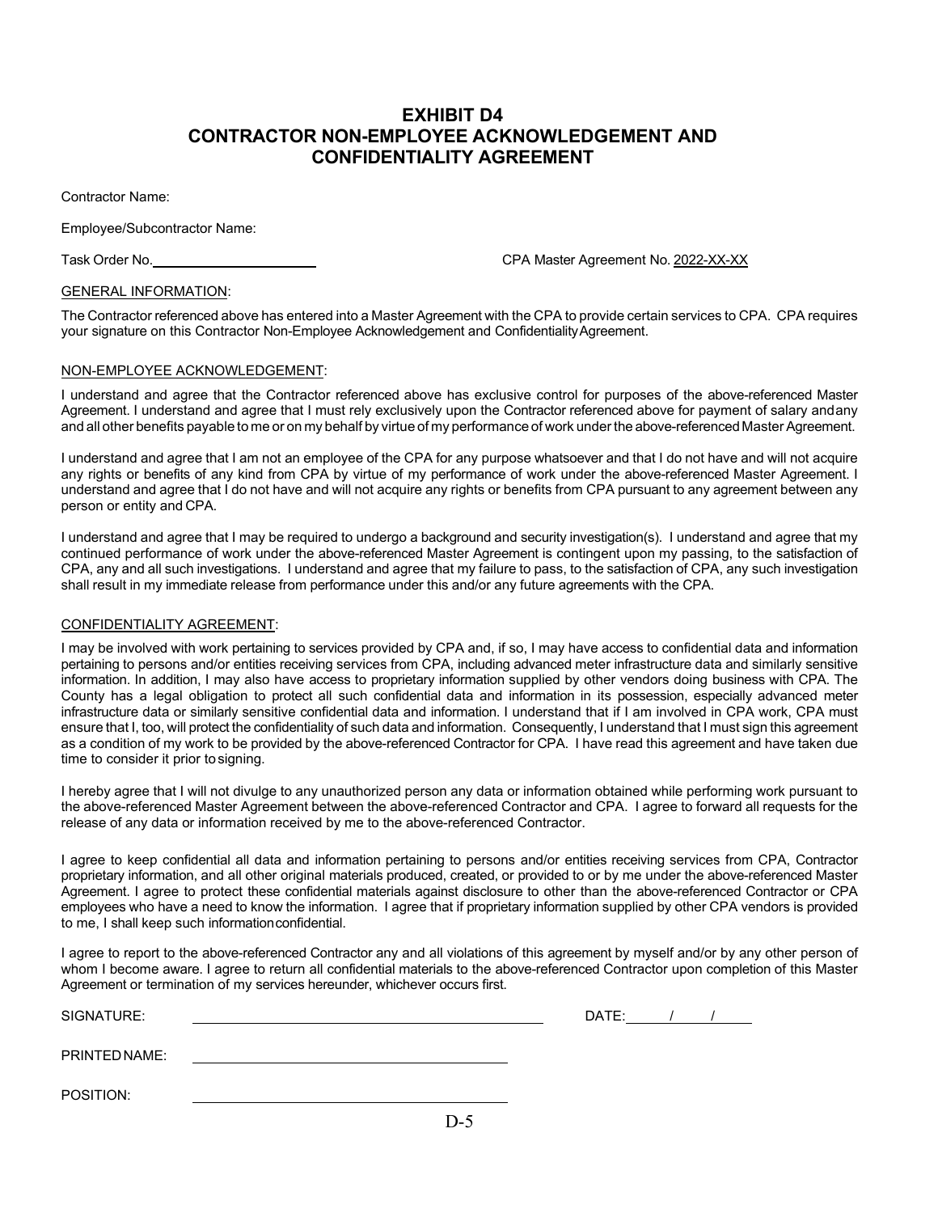# EXHIBIT D4
# CONTRACTOR NON-EMPLOYEE ACKNOWLEDGEMENT AND CONFIDENTIALITY AGREEMENT

Contractor Name:

Employee/Subcontractor Name:

Task Order No.______________________ CPA Master Agreement No. 2022-XX-XX

GENERAL INFORMATION:

The Contractor referenced above has entered into a Master Agreement with the CPA to provide certain services to CPA. CPA requires your signature on this Contractor Non-Employee Acknowledgement and Confidentiality Agreement.

NON-EMPLOYEE ACKNOWLEDGEMENT:

I understand and agree that the Contractor referenced above has exclusive control for purposes of the above-referenced Master Agreement. I understand and agree that I must rely exclusively upon the Contractor referenced above for payment of salary and any and all other benefits payable to me or on my behalf by virtue of my performance of work under the above-referenced Master Agreement.

I understand and agree that I am not an employee of the CPA for any purpose whatsoever and that I do not have and will not acquire any rights or benefits of any kind from CPA by virtue of my performance of work under the above-referenced Master Agreement. I understand and agree that I do not have and will not acquire any rights or benefits from CPA pursuant to any agreement between any person or entity and CPA.

I understand and agree that I may be required to undergo a background and security investigation(s). I understand and agree that my continued performance of work under the above-referenced Master Agreement is contingent upon my passing, to the satisfaction of CPA, any and all such investigations. I understand and agree that my failure to pass, to the satisfaction of CPA, any such investigation shall result in my immediate release from performance under this and/or any future agreements with the CPA.

CONFIDENTIALITY AGREEMENT:

I may be involved with work pertaining to services provided by CPA and, if so, I may have access to confidential data and information pertaining to persons and/or entities receiving services from CPA, including advanced meter infrastructure data and similarly sensitive information. In addition, I may also have access to proprietary information supplied by other vendors doing business with CPA. The County has a legal obligation to protect all such confidential data and information in its possession, especially advanced meter infrastructure data or similarly sensitive confidential data and information. I understand that if I am involved in CPA work, CPA must ensure that I, too, will protect the confidentiality of such data and information. Consequently, I understand that I must sign this agreement as a condition of my work to be provided by the above-referenced Contractor for CPA. I have read this agreement and have taken due time to consider it prior to signing.

I hereby agree that I will not divulge to any unauthorized person any data or information obtained while performing work pursuant to the above-referenced Master Agreement between the above-referenced Contractor and CPA. I agree to forward all requests for the release of any data or information received by me to the above-referenced Contractor.

I agree to keep confidential all data and information pertaining to persons and/or entities receiving services from CPA, Contractor proprietary information, and all other original materials produced, created, or provided to or by me under the above-referenced Master Agreement. I agree to protect these confidential materials against disclosure to other than the above-referenced Contractor or CPA employees who have a need to know the information. I agree that if proprietary information supplied by other CPA vendors is provided to me, I shall keep such information confidential.

I agree to report to the above-referenced Contractor any and all violations of this agreement by myself and/or by any other person of whom I become aware. I agree to return all confidential materials to the above-referenced Contractor upon completion of this Master Agreement or termination of my services hereunder, whichever occurs first.

SIGNATURE: ____________________________________________ DATE: _____/_____/_____

PRINTED NAME: ____________________________________________

POSITION: ____________________________________________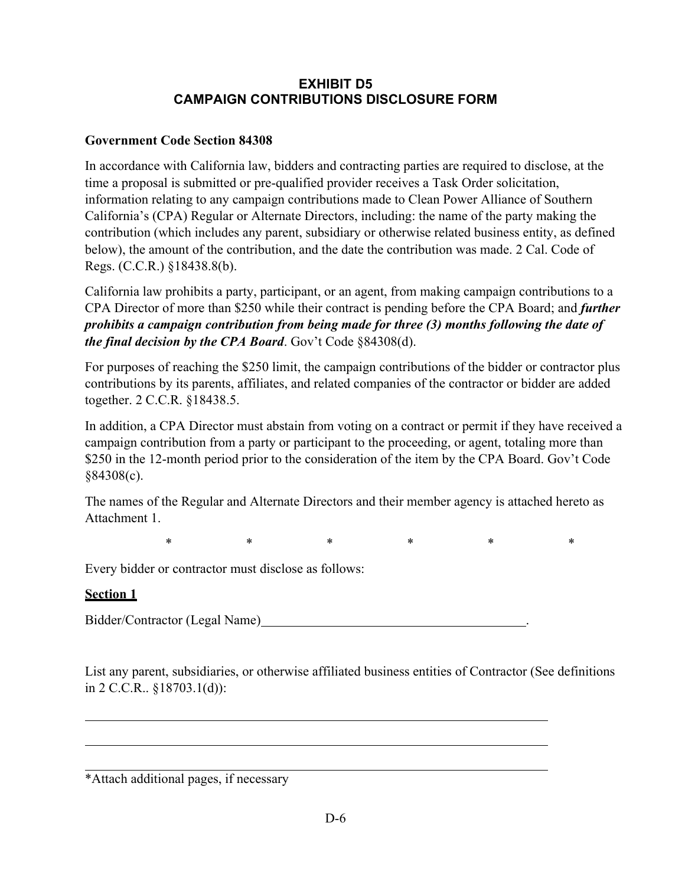# EXHIBIT D5
# CAMPAIGN CONTRIBUTIONS DISCLOSURE FORM

**Government Code Section 84308**

In accordance with California law, bidders and contracting parties are required to disclose, at the time a proposal is submitted or pre-qualified provider receives a Task Order solicitation, information relating to any campaign contributions made to Clean Power Alliance of Southern California's (CPA) Regular or Alternate Directors, including: the name of the party making the contribution (which includes any parent, subsidiary or otherwise related business entity, as defined below), the amount of the contribution, and the date the contribution was made. 2 Cal. Code of Regs. (C.C.R.) §18438.8(b).

California law prohibits a party, participant, or an agent, from making campaign contributions to a CPA Director of more than $250 while their contract is pending before the CPA Board; and ***further prohibits a campaign contribution from being made for three (3) months following the date of the final decision by the CPA Board***. Gov't Code §84308(d).

For purposes of reaching the $250 limit, the campaign contributions of the bidder or contractor plus contributions by its parents, affiliates, and related companies of the contractor or bidder are added together. 2 C.C.R. §18438.5.

In addition, a CPA Director must abstain from voting on a contract or permit if they have received a campaign contribution from a party or participant to the proceeding, or agent, totaling more than $250 in the 12-month period prior to the consideration of the item by the CPA Board. Gov't Code §84308(c).

The names of the Regular and Alternate Directors and their member agency is attached hereto as Attachment 1.

\* \* \* \* \* \*

Every bidder or contractor must disclose as follows:

**Section 1**

Bidder/Contractor (Legal Name)\_\_\_\_\_\_\_\_\_\_\_\_\_\_\_\_\_\_\_\_\_\_\_\_\_\_\_\_\_\_\_\_\_\_\_\_\_\_\_\_.

List any parent, subsidiaries, or otherwise affiliated business entities of Contractor (See definitions in 2 C.C.R.. §18703.1(d)):

\_\_\_\_\_\_\_\_\_\_\_\_\_\_\_\_\_\_\_\_\_\_\_\_\_\_\_\_\_\_\_\_\_\_\_\_\_\_\_\_\_\_\_\_\_\_\_\_\_\_\_\_\_\_\_\_\_\_\_\_\_\_\_\_\_\_\_\_\_\_

\_\_\_\_\_\_\_\_\_\_\_\_\_\_\_\_\_\_\_\_\_\_\_\_\_\_\_\_\_\_\_\_\_\_\_\_\_\_\_\_\_\_\_\_\_\_\_\_\_\_\_\_\_\_\_\_\_\_\_\_\_\_\_\_\_\_\_\_\_\_

\_\_\_\_\_\_\_\_\_\_\_\_\_\_\_\_\_\_\_\_\_\_\_\_\_\_\_\_\_\_\_\_\_\_\_\_\_\_\_\_\_\_\_\_\_\_\_\_\_\_\_\_\_\_\_\_\_\_\_\_\_\_\_\_\_\_\_\_\_\_

*Attach additional pages, if necessary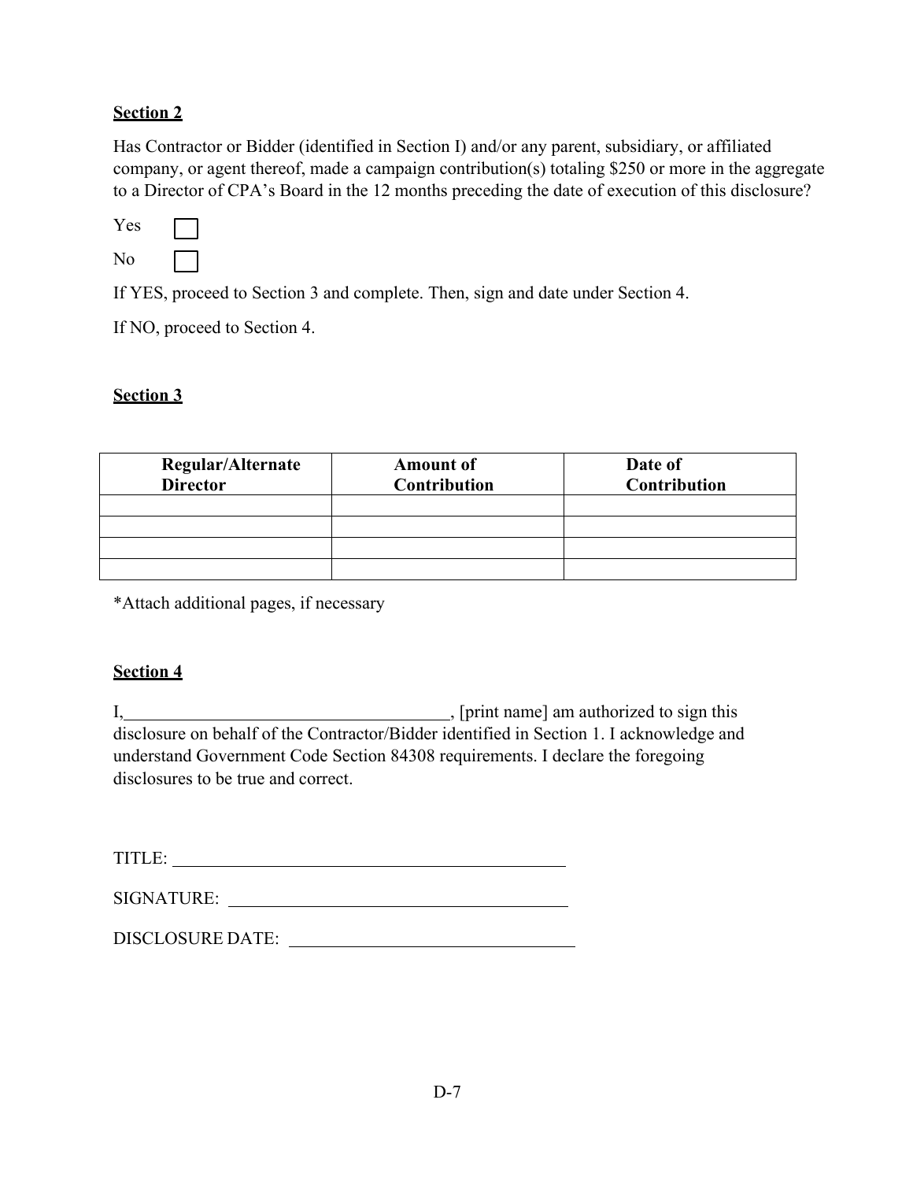**Section 2**

Has Contractor or Bidder (identified in Section I) and/or any parent, subsidiary, or affiliated company, or agent thereof, made a campaign contribution(s) totaling $250 or more in the aggregate to a Director of CPA's Board in the 12 months preceding the date of execution of this disclosure?

Yes ☐

No ☐

If YES, proceed to Section 3 and complete. Then, sign and date under Section 4.

If NO, proceed to Section 4.

**Section 3**

| Regular/Alternate Director | Amount of Contribution | Date of Contribution |
|---|---|---|
| | | |
| | | |
| | | |
| | | |

*Attach additional pages, if necessary

**Section 4**

I,\_\_\_\_\_\_\_\_\_\_\_\_\_\_\_\_\_\_\_\_\_\_\_\_\_\_\_\_\_\_\_\_\_\_\_\_, [print name] am authorized to sign this disclosure on behalf of the Contractor/Bidder identified in Section 1. I acknowledge and understand Government Code Section 84308 requirements. I declare the foregoing disclosures to be true and correct.

TITLE: \_\_\_\_\_\_\_\_\_\_\_\_\_\_\_\_\_\_\_\_\_\_\_\_\_\_\_\_\_\_\_\_\_\_\_\_\_\_\_\_\_\_\_\_

SIGNATURE: \_\_\_\_\_\_\_\_\_\_\_\_\_\_\_\_\_\_\_\_\_\_\_\_\_\_\_\_\_\_\_\_\_\_\_\_\_\_\_

DISCLOSURE DATE: \_\_\_\_\_\_\_\_\_\_\_\_\_\_\_\_\_\_\_\_\_\_\_\_\_\_\_\_\_\_\_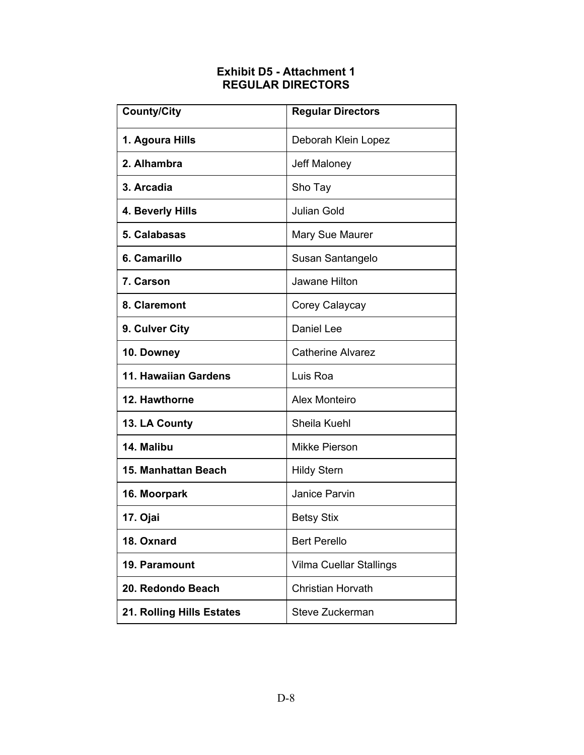# Exhibit D5 - Attachment 1
## REGULAR DIRECTORS

| County/City | Regular Directors |
|---|---|
| **1. Agoura Hills** | Deborah Klein Lopez |
| **2. Alhambra** | Jeff Maloney |
| **3. Arcadia** | Sho Tay |
| **4. Beverly Hills** | Julian Gold |
| **5. Calabasas** | Mary Sue Maurer |
| **6. Camarillo** | Susan Santangelo |
| **7. Carson** | Jawane Hilton |
| **8. Claremont** | Corey Calaycay |
| **9. Culver City** | Daniel Lee |
| **10. Downey** | Catherine Alvarez |
| **11. Hawaiian Gardens** | Luis Roa |
| **12. Hawthorne** | Alex Monteiro |
| **13. LA County** | Sheila Kuehl |
| **14. Malibu** | Mikke Pierson |
| **15. Manhattan Beach** | Hildy Stern |
| **16. Moorpark** | Janice Parvin |
| **17. Ojai** | Betsy Stix |
| **18. Oxnard** | Bert Perello |
| **19. Paramount** | Vilma Cuellar Stallings |
| **20. Redondo Beach** | Christian Horvath |
| **21. Rolling Hills Estates** | Steve Zuckerman |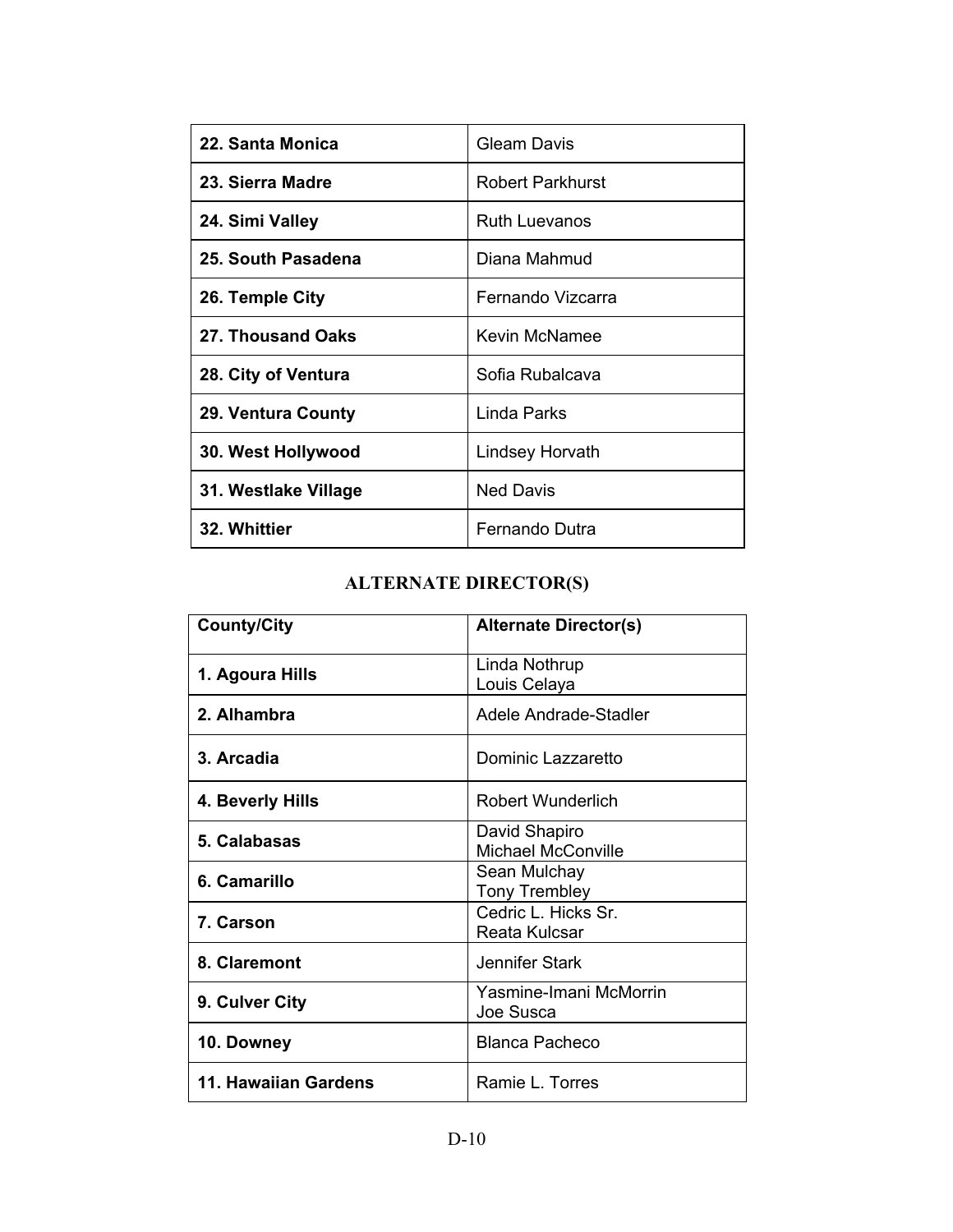| | |
|---|---|
| **22. Santa Monica** | Gleam Davis |
| **23. Sierra Madre** | Robert Parkhurst |
| **24. Simi Valley** | Ruth Luevanos |
| **25. South Pasadena** | Diana Mahmud |
| **26. Temple City** | Fernando Vizcarra |
| **27. Thousand Oaks** | Kevin McNamee |
| **28. City of Ventura** | Sofia Rubalcava |
| **29. Ventura County** | Linda Parks |
| **30. West Hollywood** | Lindsey Horvath |
| **31. Westlake Village** | Ned Davis |
| **32. Whittier** | Fernando Dutra |

## ALTERNATE DIRECTOR(S)

| County/City | Alternate Director(s) |
|---|---|
| **1. Agoura Hills** | Linda Nothrup<br>Louis Celaya |
| **2. Alhambra** | Adele Andrade-Stadler |
| **3. Arcadia** | Dominic Lazzaretto |
| **4. Beverly Hills** | Robert Wunderlich |
| **5. Calabasas** | David Shapiro<br>Michael McConville |
| **6. Camarillo** | Sean Mulchay<br>Tony Trembley |
| **7. Carson** | Cedric L. Hicks Sr.<br>Reata Kulcsar |
| **8. Claremont** | Jennifer Stark |
| **9. Culver City** | Yasmine-Imani McMorrin<br>Joe Susca |
| **10. Downey** | Blanca Pacheco |
| **11. Hawaiian Gardens** | Ramie L. Torres |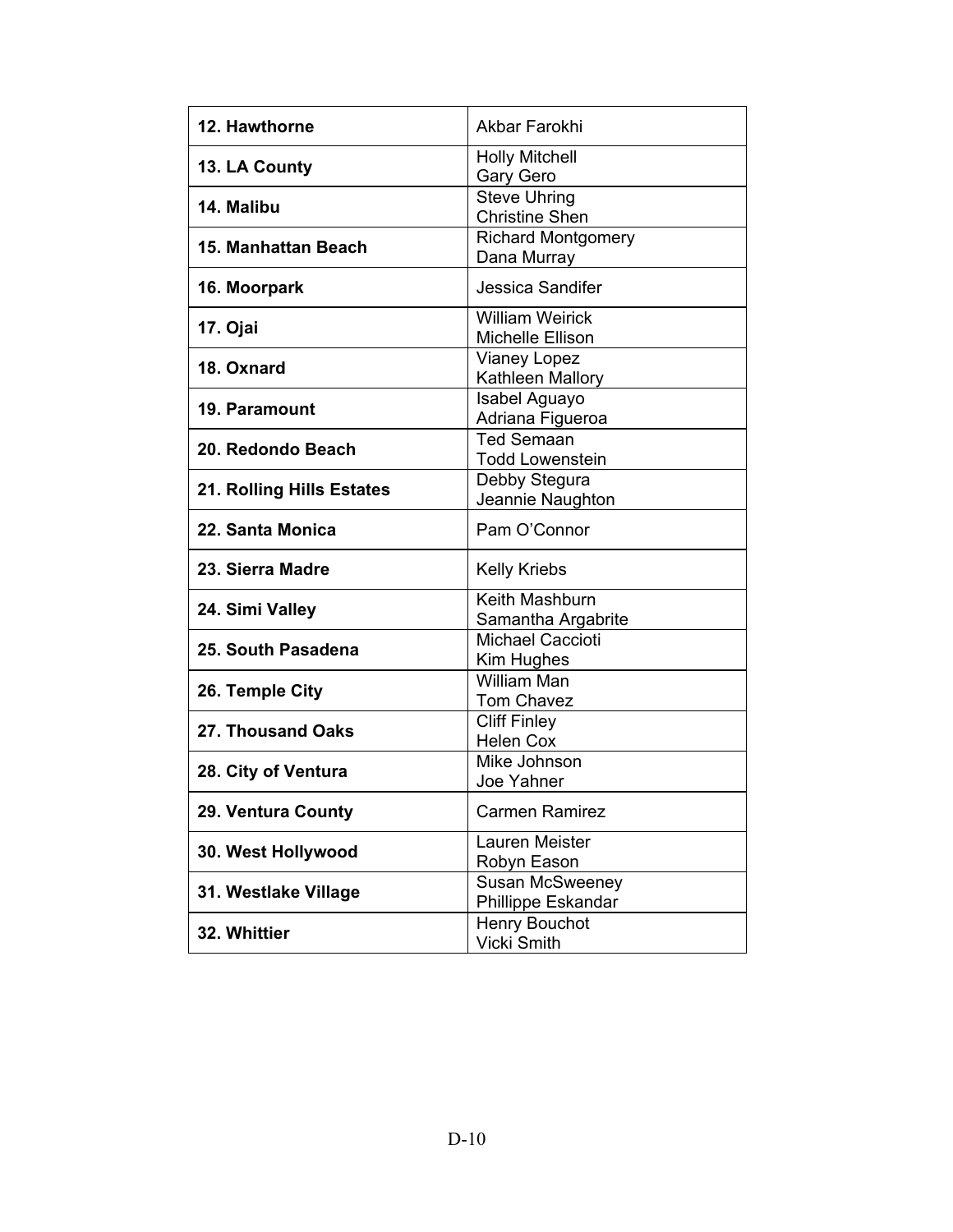| | |
|---|---|
| **12. Hawthorne** | Akbar Farokhi |
| **13. LA County** | Holly Mitchell<br>Gary Gero |
| **14. Malibu** | Steve Uhring<br>Christine Shen |
| **15. Manhattan Beach** | Richard Montgomery<br>Dana Murray |
| **16. Moorpark** | Jessica Sandifer |
| **17. Ojai** | William Weirick<br>Michelle Ellison |
| **18. Oxnard** | Vianey Lopez<br>Kathleen Mallory |
| **19. Paramount** | Isabel Aguayo<br>Adriana Figueroa |
| **20. Redondo Beach** | Ted Semaan<br>Todd Lowenstein |
| **21. Rolling Hills Estates** | Debby Stegura<br>Jeannie Naughton |
| **22. Santa Monica** | Pam O'Connor |
| **23. Sierra Madre** | Kelly Kriebs |
| **24. Simi Valley** | Keith Mashburn<br>Samantha Argabrite |
| **25. South Pasadena** | Michael Caccioti<br>Kim Hughes |
| **26. Temple City** | William Man<br>Tom Chavez |
| **27. Thousand Oaks** | Cliff Finley<br>Helen Cox |
| **28. City of Ventura** | Mike Johnson<br>Joe Yahner |
| **29. Ventura County** | Carmen Ramirez |
| **30. West Hollywood** | Lauren Meister<br>Robyn Eason |
| **31. Westlake Village** | Susan McSweeney<br>Phillippe Eskandar |
| **32. Whittier** | Henry Bouchot<br>Vicki Smith |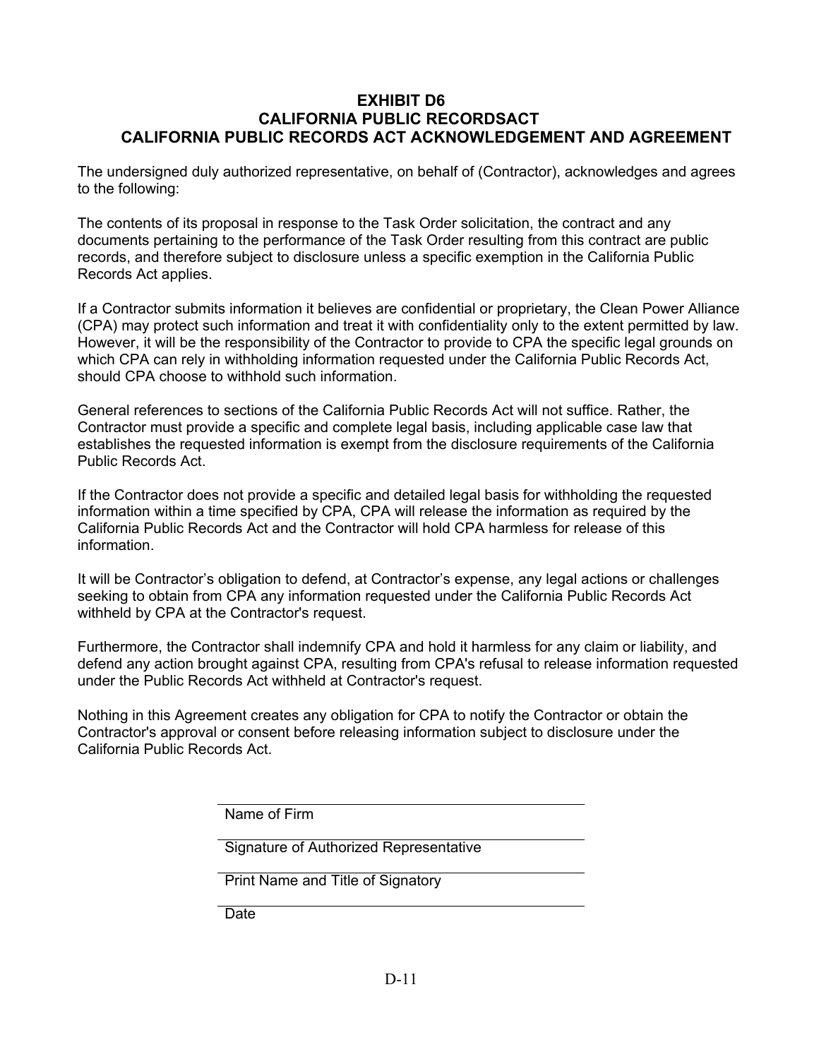# EXHIBIT D6
# CALIFORNIA PUBLIC RECORDSACT
# CALIFORNIA PUBLIC RECORDS ACT ACKNOWLEDGEMENT AND AGREEMENT

The undersigned duly authorized representative, on behalf of (Contractor), acknowledges and agrees to the following:

The contents of its proposal in response to the Task Order solicitation, the contract and any documents pertaining to the performance of the Task Order resulting from this contract are public records, and therefore subject to disclosure unless a specific exemption in the California Public Records Act applies.

If a Contractor submits information it believes are confidential or proprietary, the Clean Power Alliance (CPA) may protect such information and treat it with confidentiality only to the extent permitted by law. However, it will be the responsibility of the Contractor to provide to CPA the specific legal grounds on which CPA can rely in withholding information requested under the California Public Records Act, should CPA choose to withhold such information.

General references to sections of the California Public Records Act will not suffice. Rather, the Contractor must provide a specific and complete legal basis, including applicable case law that establishes the requested information is exempt from the disclosure requirements of the California Public Records Act.

If the Contractor does not provide a specific and detailed legal basis for withholding the requested information within a time specified by CPA, CPA will release the information as required by the California Public Records Act and the Contractor will hold CPA harmless for release of this information.

It will be Contractor's obligation to defend, at Contractor's expense, any legal actions or challenges seeking to obtain from CPA any information requested under the California Public Records Act withheld by CPA at the Contractor's request.

Furthermore, the Contractor shall indemnify CPA and hold it harmless for any claim or liability, and defend any action brought against CPA, resulting from CPA's refusal to release information requested under the Public Records Act withheld at Contractor's request.

Nothing in this Agreement creates any obligation for CPA to notify the Contractor or obtain the Contractor's approval or consent before releasing information subject to disclosure under the California Public Records Act.

\_\_\_\_\_\_\_\_\_\_\_\_\_\_\_\_\_\_\_\_\_\_\_\_\_\_\_\_\_\_\_\_\_\_\_\_
Name of Firm

\_\_\_\_\_\_\_\_\_\_\_\_\_\_\_\_\_\_\_\_\_\_\_\_\_\_\_\_\_\_\_\_\_\_\_\_
Signature of Authorized Representative

\_\_\_\_\_\_\_\_\_\_\_\_\_\_\_\_\_\_\_\_\_\_\_\_\_\_\_\_\_\_\_\_\_\_\_\_
Print Name and Title of Signatory

\_\_\_\_\_\_\_\_\_\_\_\_\_\_\_\_\_\_\_\_\_\_\_\_\_\_\_\_\_\_\_\_\_\_\_\_
Date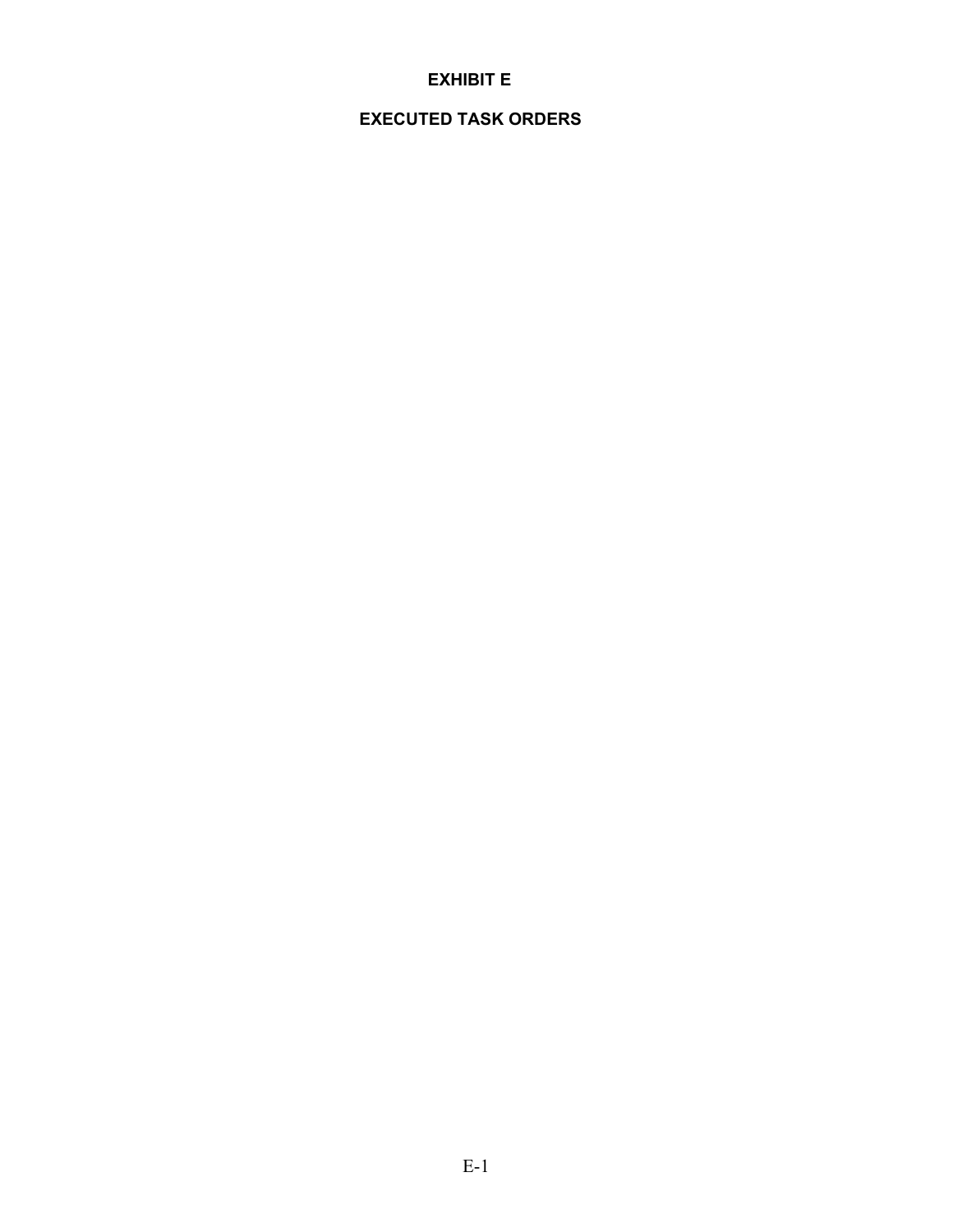# EXHIBIT E

## EXECUTED TASK ORDERS